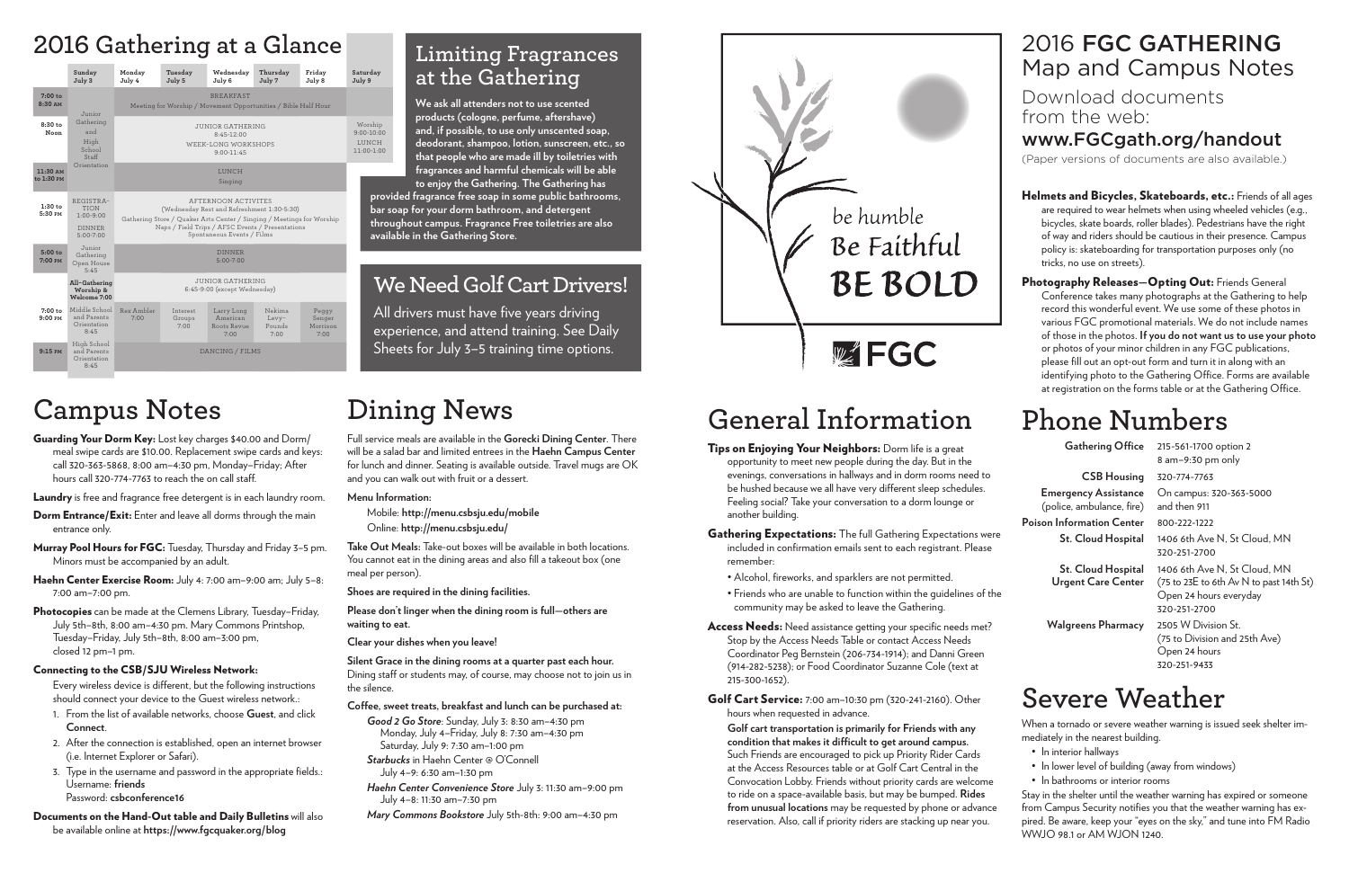## 2016 Gathering at a Glance

| | Sunday July 3 | Monday July 4 | Tuesday July 5 | Wednesday July 6 | Thursday July 7 | Friday July 8 | Saturday July 9 |
|---|---|---|---|---|---|---|---|
| 7:00 to 8:30 AM | Junior Gathering and High School Staff Orientation | BREAKFAST Meeting for Worship / Movement Opportunities / Bible Half Hour | | | | | |
| 8:30 to Noon | | JUNIOR GATHERING 8:45-12:00 WEEK-LONG WORKSHOPS 9:00-11:45 | | | | | Worship 9:00-10:00 LUNCH 11:00-1:00 |
| 11:30 AM to 1:30 PM | | LUNCH Singing | | | | | |
| 1:30 to 5:30 PM | REGISTRATION 1:00-9:00 DINNER 5:00-7:00 | AFTERNOON ACTIVITES (Wednesday Rest and Refreshment 1:30-5:30) Gathering Store / Quaker Arts Center / Singing / Meetings for Worship Naps / Field Trips / AFSC Events / Presentations Spontaneous Events / Films | | | | | |
| 5:00 to 7:00 PM | Junior Gathering Open House 5:45 | DINNER 5:00-7:00 | | | | | |
| | All-Gathering Worship & Welcome 7:00 | JUNIOR GATHERING 6:45-9:00 (except Wednesday) | | | | | |
| 7:00 to 9:00 PM | Middle School and Parents Orientation 8:45 | Rex Ambler 7:00 | Interest Groups 7:00 | Larry Long American Roots Revue 7:00 | Nekima Levy-Pounds 7:00 | Peggy Senger Morrison 7:00 | |
| 9:15 PM | High School and Parents Orientation 8:45 | DANCING / FILMS | | | | | |

## Limiting Fragrances at the Gathering

**We ask all attenders not to use scented products (cologne, perfume, aftershave) and, if possible, to use only unscented soap, deodorant, shampoo, lotion, sunscreen, etc., so that people who are made ill by toiletries with fragrances and harmful chemicals will be able to enjoy the Gathering. The Gathering has provided fragrance free soap in some public bathrooms, bar soap for your dorm bathroom, and detergent throughout campus. Fragrance Free toiletries are also available in the Gathering Store.**

## We Need Golf Cart Drivers!

All drivers must have five years driving experience, and attend training. See Daily Sheets for July 3–5 training time options.

be humble
Be Faithful
BE BOLD

FGC

# 2016 FGC GATHERING Map and Campus Notes

Download documents from the web:
**www.FGCgath.org/handout**

(Paper versions of documents are also available.)

**Helmets and Bicycles, Skateboards, etc.:** Friends of all ages are required to wear helmets when using wheeled vehicles (e.g., bicycles, skate boards, roller blades). Pedestrians have the right of way and riders should be cautious in their presence. Campus policy is: skateboarding for transportation purposes only (no tricks, no use on streets).

**Photography Releases—Opting Out:** Friends General Conference takes many photographs at the Gathering to help record this wonderful event. We use some of these photos in various FGC promotional materials. We do not include names of those in the photos. **If you do not want us to use your photo** or photos of your minor children in any FGC publications, please fill out an opt-out form and turn it in along with an identifying photo to the Gathering Office. Forms are available at registration on the forms table or at the Gathering Office.

# Campus Notes

**Guarding Your Dorm Key:** Lost key charges $40.00 and Dorm/meal swipe cards are $10.00. Replacement swipe cards and keys: call 320-363-5868, 8:00 am–4:30 pm, Monday–Friday; After hours call 320-774-7763 to reach the on call staff.

**Laundry** is free and fragrance free detergent is in each laundry room.

**Dorm Entrance/Exit:** Enter and leave all dorms through the main entrance only.

**Murray Pool Hours for FGC:** Tuesday, Thursday and Friday 3–5 pm. Minors must be accompanied by an adult.

**Haehn Center Exercise Room:** July 4: 7:00 am–9:00 am; July 5–8: 7:00 am–7:00 pm.

**Photocopies** can be made at the Clemens Library, Tuesday–Friday, July 5th–8th, 8:00 am–4:30 pm. Mary Commons Printshop, Tuesday–Friday, July 5th–8th, 8:00 am–3:00 pm, closed 12 pm–1 pm.

**Connecting to the CSB/SJU Wireless Network:**

Every wireless device is different, but the following instructions should connect your device to the Guest wireless network.:

1. From the list of available networks, choose **Guest**, and click **Connect**.
2. After the connection is established, open an internet browser (i.e. Internet Explorer or Safari).
3. Type in the username and password in the appropriate fields.: Username: **friends** Password: **csbconference16**

**Documents on the Hand-Out table and Daily Bulletins** will also be available online at **https://www.fgcquaker.org/blog**

# Dining News

Full service meals are available in the **Gorecki Dining Center**. There will be a salad bar and limited entrees in the **Haehn Campus Center** for lunch and dinner. Seating is available outside. Travel mugs are OK and you can walk out with fruit or a dessert.

**Menu Information:**

Mobile: **http://menu.csbsju.edu/mobile**
Online: **http://menu.csbsju.edu/**

**Take Out Meals:** Take-out boxes will be available in both locations. You cannot eat in the dining areas and also fill a takeout box (one meal per person).

**Shoes are required in the dining facilities.**

**Please don't linger when the dining room is full—others are waiting to eat.**

**Clear your dishes when you leave!**

**Silent Grace in the dining rooms at a quarter past each hour.** Dining staff or students may, of course, may choose not to join us in the silence.

**Coffee, sweet treats, breakfast and lunch can be purchased at:**

*Good 2 Go Store*: Sunday, July 3: 8:30 am–4:30 pm
Monday, July 4–Friday, July 8: 7:30 am–4:30 pm
Saturday, July 9: 7:30 am–1:00 pm

*Starbucks* in Haehn Center @ O'Connell
July 4–9: 6:30 am–1:30 pm

*Haehn Center Convenience Store* July 3: 11:30 am–9:00 pm
July 4–8: 11:30 am–7:30 pm

*Mary Commons Bookstore* July 5th-8th: 9:00 am–4:30 pm

# General Information

**Tips on Enjoying Your Neighbors:** Dorm life is a great opportunity to meet new people during the day. But in the evenings, conversations in hallways and in dorm rooms need to be hushed because we all have very different sleep schedules. Feeling social? Take your conversation to a dorm lounge or another building.

**Gathering Expectations:** The full Gathering Expectations were included in confirmation emails sent to each registrant. Please remember:

- Alcohol, fireworks, and sparklers are not permitted.
- Friends who are unable to function within the guidelines of the community may be asked to leave the Gathering.

**Access Needs:** Need assistance getting your specific needs met? Stop by the Access Needs Table or contact Access Needs Coordinator Peg Bernstein (206-734-1914); and Danni Green (914-282-5238); or Food Coordinator Suzanne Cole (text at 215-300-1652).

**Golf Cart Service:** 7:00 am–10:30 pm (320-241-2160). Other hours when requested in advance.

**Golf cart transportation is primarily for Friends with any condition that makes it difficult to get around campus.** Such Friends are encouraged to pick up Priority Rider Cards at the Access Resources table or at Golf Cart Central in the Convocation Lobby. Friends without priority cards are welcome to ride on a space-available basis, but may be bumped. **Rides from unusual locations** may be requested by phone or advance reservation. Also, call if priority riders are stacking up near you.

# Phone Numbers

| | |
|---|---|
| **Gathering Office** | 215-561-1700 option 2, 8 am–9:30 pm only |
| **CSB Housing** | 320-774-7763 |
| **Emergency Assistance** (police, ambulance, fire) | On campus: 320-363-5000 and then 911 |
| **Poison Information Center** | 800-222-1222 |
| **St. Cloud Hospital** | 1406 6th Ave N, St Cloud, MN 320-251-2700 |
| **St. Cloud Hospital Urgent Care Center** | 1406 6th Ave N, St Cloud, MN (75 to 23E to 6th Av N to past 14th St) Open 24 hours everyday 320-251-2700 |
| **Walgreens Pharmacy** | 2505 W Division St. (75 to Division and 25th Ave) Open 24 hours 320-251-9433 |

# Severe Weather

When a tornado or severe weather warning is issued seek shelter immediately in the nearest building.

- In interior hallways
- In lower level of building (away from windows)
- In bathrooms or interior rooms

Stay in the shelter until the weather warning has expired or someone from Campus Security notifies you that the weather warning has expired. Be aware, keep your "eyes on the sky," and tune into FM Radio WWJO 98.1 or AM WJON 1240.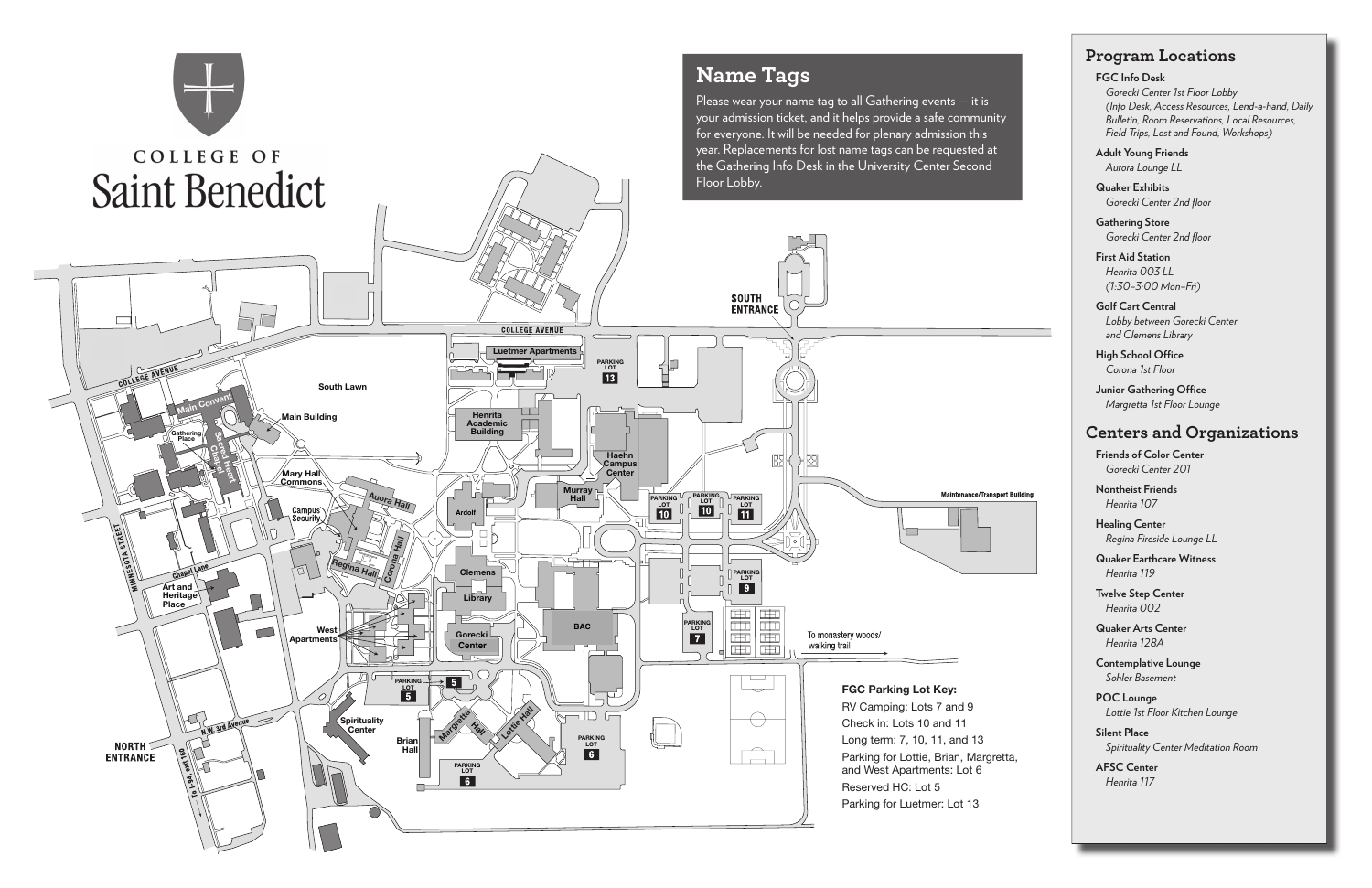COLLEGE OF
Saint Benedict

## Name Tags

Please wear your name tag to all Gathering events — it is your admission ticket, and it helps provide a safe community for everyone. It will be needed for plenary admission this year. Replacements for lost name tags can be requested at the Gathering Info Desk in the University Center Second Floor Lobby.

**FGC Parking Lot Key:**

RV Camping: Lots 7 and 9
Check in: Lots 10 and 11
Long term: 7, 10, 11, and 13
Parking for Lottie, Brian, Margretta, and West Apartments: Lot 6
Reserved HC: Lot 5
Parking for Luetmer: Lot 13

## Program Locations

**FGC Info Desk**
*Gorecki Center 1st Floor Lobby (Info Desk, Access Resources, Lend-a-hand, Daily Bulletin, Room Reservations, Local Resources, Field Trips, Lost and Found, Workshops)*

**Adult Young Friends**
*Aurora Lounge LL*

**Quaker Exhibits**
*Gorecki Center 2nd floor*

**Gathering Store**
*Gorecki Center 2nd floor*

**First Aid Station**
*Henrita 003 LL (1:30–3:00 Mon–Fri)*

**Golf Cart Central**
*Lobby between Gorecki Center and Clemens Library*

**High School Office**
*Corona 1st Floor*

**Junior Gathering Office**
*Margretta 1st Floor Lounge*

## Centers and Organizations

**Friends of Color Center**
*Gorecki Center 201*

**Nontheist Friends**
*Henrita 107*

**Healing Center**
*Regina Fireside Lounge LL*

**Quaker Earthcare Witness**
*Henrita 119*

**Twelve Step Center**
*Henrita 002*

**Quaker Arts Center**
*Henrita 128A*

**Contemplative Lounge**
*Sohler Basement*

**POC Lounge**
*Lottie 1st Floor Kitchen Lounge*

**Silent Place**
*Spirituality Center Meditation Room*

**AFSC Center**
*Henrita 117*